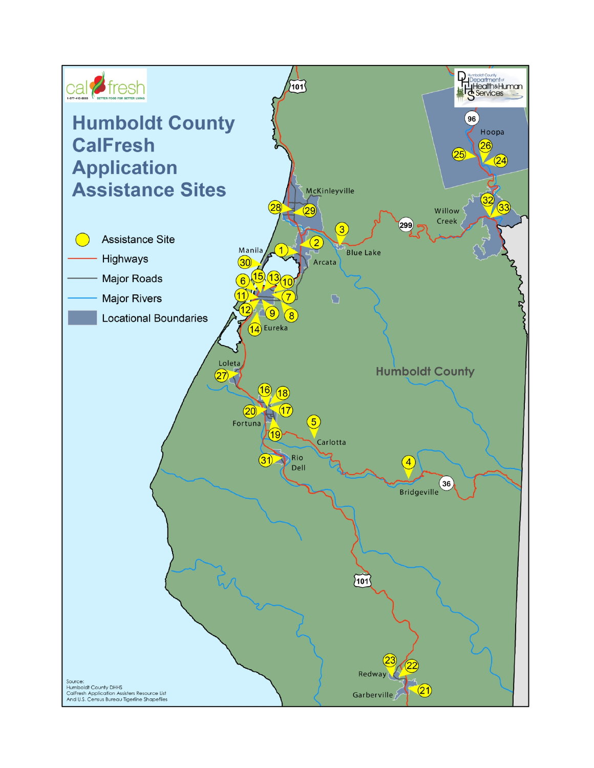# Humboldt County CalFresh Application Assistance Sites

- Assistance Site
- Highways
- Major Roads
- Major Rivers
- Locational Boundaries

Source:
Humboldt County DHHS
CalFresh Application Assisters Resource List
And U.S. Census Bureau Tigerline Shapefiles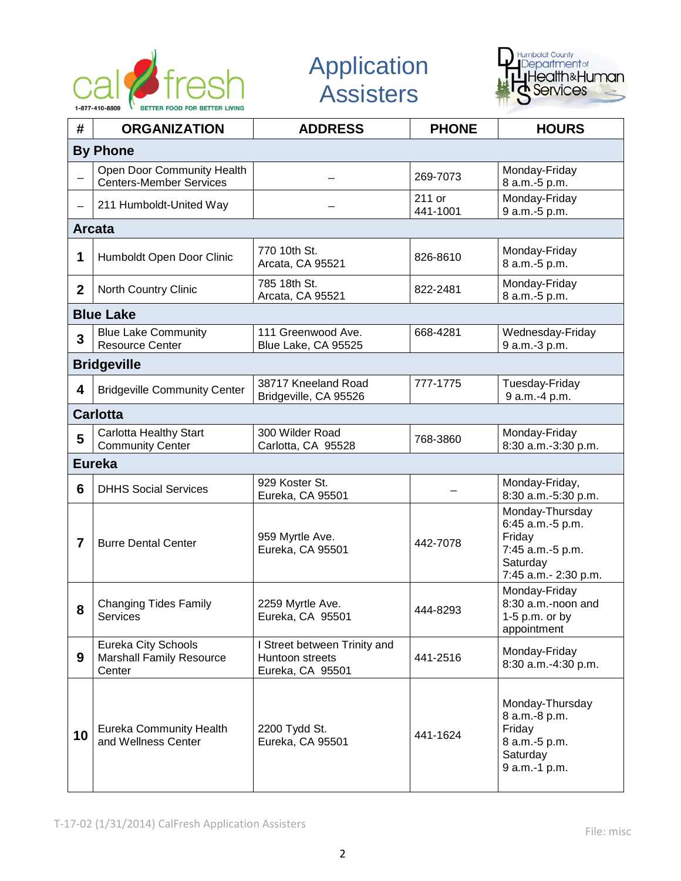# Application Assisters

| # | ORGANIZATION | ADDRESS | PHONE | HOURS |
|---|---|---|---|---|
| **By Phone** | | | | |
| – | Open Door Community Health Centers-Member Services | – | 269-7073 | Monday-Friday 8 a.m.-5 p.m. |
| – | 211 Humboldt-United Way | – | 211 or 441-1001 | Monday-Friday 9 a.m.-5 p.m. |
| **Arcata** | | | | |
| **1** | Humboldt Open Door Clinic | 770 10th St. Arcata, CA 95521 | 826-8610 | Monday-Friday 8 a.m.-5 p.m. |
| **2** | North Country Clinic | 785 18th St. Arcata, CA 95521 | 822-2481 | Monday-Friday 8 a.m.-5 p.m. |
| **Blue Lake** | | | | |
| **3** | Blue Lake Community Resource Center | 111 Greenwood Ave. Blue Lake, CA 95525 | 668-4281 | Wednesday-Friday 9 a.m.-3 p.m. |
| **Bridgeville** | | | | |
| **4** | Bridgeville Community Center | 38717 Kneeland Road Bridgeville, CA 95526 | 777-1775 | Tuesday-Friday 9 a.m.-4 p.m. |
| **Carlotta** | | | | |
| **5** | Carlotta Healthy Start Community Center | 300 Wilder Road Carlotta, CA 95528 | 768-3860 | Monday-Friday 8:30 a.m.-3:30 p.m. |
| **Eureka** | | | | |
| **6** | DHHS Social Services | 929 Koster St. Eureka, CA 95501 | – | Monday-Friday, 8:30 a.m.-5:30 p.m. |
| **7** | Burre Dental Center | 959 Myrtle Ave. Eureka, CA 95501 | 442-7078 | Monday-Thursday 6:45 a.m.-5 p.m. Friday 7:45 a.m.-5 p.m. Saturday 7:45 a.m.- 2:30 p.m. |
| **8** | Changing Tides Family Services | 2259 Myrtle Ave. Eureka, CA 95501 | 444-8293 | Monday-Friday 8:30 a.m.-noon and 1-5 p.m. or by appointment |
| **9** | Eureka City Schools Marshall Family Resource Center | I Street between Trinity and Huntoon streets Eureka, CA 95501 | 441-2516 | Monday-Friday 8:30 a.m.-4:30 p.m. |
| **10** | Eureka Community Health and Wellness Center | 2200 Tydd St. Eureka, CA 95501 | 441-1624 | Monday-Thursday 8 a.m.-8 p.m. Friday 8 a.m.-5 p.m. Saturday 9 a.m.-1 p.m. |

T-17-02 (1/31/2014) CalFresh Application Assisters

File: misc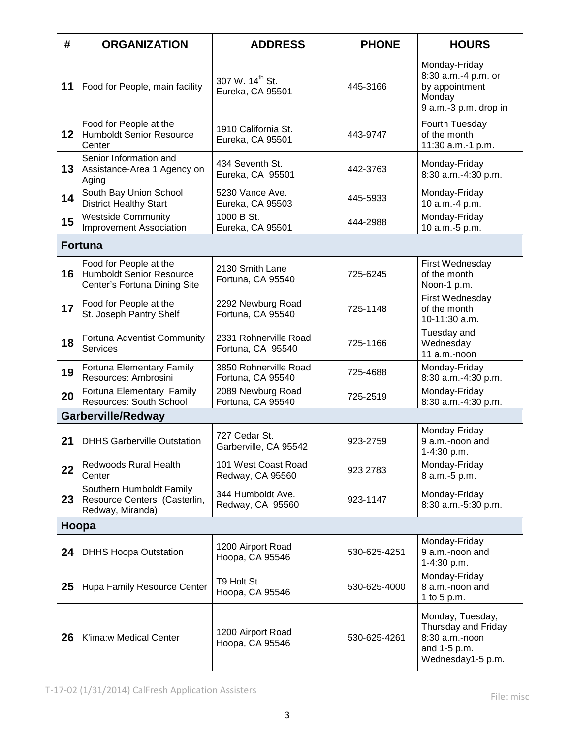| # | ORGANIZATION | ADDRESS | PHONE | HOURS |
|---|---|---|---|---|
| 11 | Food for People, main facility | 307 W. 14th St.<br>Eureka, CA 95501 | 445-3166 | Monday-Friday<br>8:30 a.m.-4 p.m. or by appointment<br>Monday<br>9 a.m.-3 p.m. drop in |
| 12 | Food for People at the Humboldt Senior Resource Center | 1910 California St.<br>Eureka, CA 95501 | 443-9747 | Fourth Tuesday of the month<br>11:30 a.m.-1 p.m. |
| 13 | Senior Information and Assistance-Area 1 Agency on Aging | 434 Seventh St.<br>Eureka, CA 95501 | 442-3763 | Monday-Friday<br>8:30 a.m.-4:30 p.m. |
| 14 | South Bay Union School District Healthy Start | 5230 Vance Ave.<br>Eureka, CA 95503 | 445-5933 | Monday-Friday<br>10 a.m.-4 p.m. |
| 15 | Westside Community Improvement Association | 1000 B St.<br>Eureka, CA 95501 | 444-2988 | Monday-Friday<br>10 a.m.-5 p.m. |
| **Fortuna** | | | | |
| 16 | Food for People at the Humboldt Senior Resource Center's Fortuna Dining Site | 2130 Smith Lane<br>Fortuna, CA 95540 | 725-6245 | First Wednesday of the month<br>Noon-1 p.m. |
| 17 | Food for People at the St. Joseph Pantry Shelf | 2292 Newburg Road<br>Fortuna, CA 95540 | 725-1148 | First Wednesday of the month<br>10-11:30 a.m. |
| 18 | Fortuna Adventist Community Services | 2331 Rohnerville Road<br>Fortuna, CA 95540 | 725-1166 | Tuesday and Wednesday<br>11 a.m.-noon |
| 19 | Fortuna Elementary Family Resources: Ambrosini | 3850 Rohnerville Road<br>Fortuna, CA 95540 | 725-4688 | Monday-Friday<br>8:30 a.m.-4:30 p.m. |
| 20 | Fortuna Elementary Family Resources: South School | 2089 Newburg Road<br>Fortuna, CA 95540 | 725-2519 | Monday-Friday<br>8:30 a.m.-4:30 p.m. |
| **Garberville/Redway** | | | | |
| 21 | DHHS Garberville Outstation | 727 Cedar St.<br>Garberville, CA 95542 | 923-2759 | Monday-Friday<br>9 a.m.-noon and<br>1-4:30 p.m. |
| 22 | Redwoods Rural Health Center | 101 West Coast Road<br>Redway, CA 95560 | 923 2783 | Monday-Friday<br>8 a.m.-5 p.m. |
| 23 | Southern Humboldt Family Resource Centers (Casterlin, Redway, Miranda) | 344 Humboldt Ave.<br>Redway, CA 95560 | 923-1147 | Monday-Friday<br>8:30 a.m.-5:30 p.m. |
| **Hoopa** | | | | |
| 24 | DHHS Hoopa Outstation | 1200 Airport Road<br>Hoopa, CA 95546 | 530-625-4251 | Monday-Friday<br>9 a.m.-noon and<br>1-4:30 p.m. |
| 25 | Hupa Family Resource Center | T9 Holt St.<br>Hoopa, CA 95546 | 530-625-4000 | Monday-Friday<br>8 a.m.-noon and<br>1 to 5 p.m. |
| 26 | K'ima:w Medical Center | 1200 Airport Road<br>Hoopa, CA 95546 | 530-625-4261 | Monday, Tuesday, Thursday and Friday<br>8:30 a.m.-noon<br>and 1-5 p.m.<br>Wednesday1-5 p.m. |

T-17-02 (1/31/2014) CalFresh Application Assisters

File: misc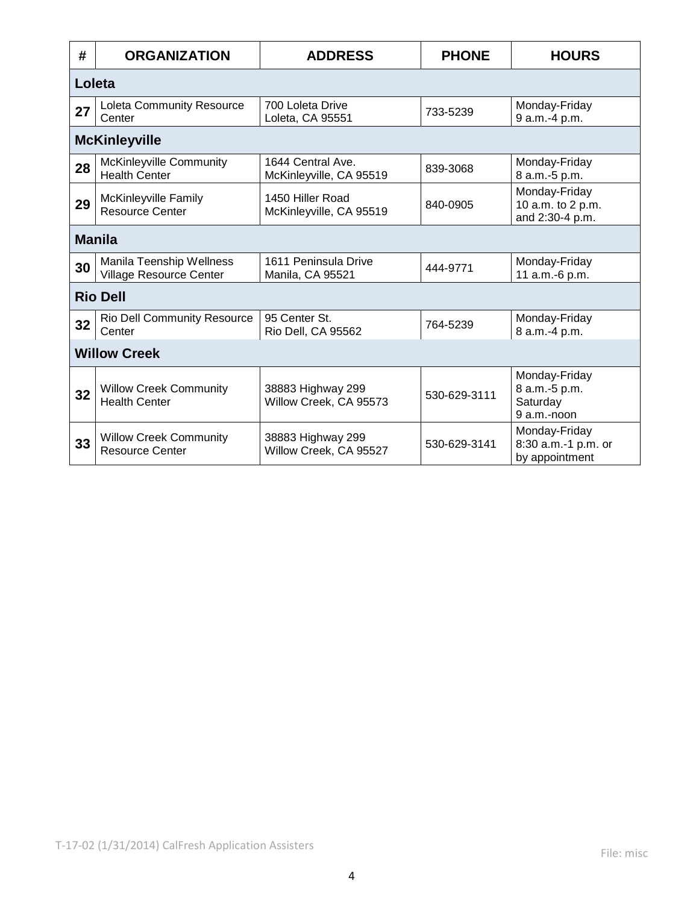| # | ORGANIZATION | ADDRESS | PHONE | HOURS |
|---|---|---|---|---|
| **Loleta** | | | | |
| **27** | Loleta Community Resource Center | 700 Loleta Drive<br>Loleta, CA 95551 | 733-5239 | Monday-Friday<br>9 a.m.-4 p.m. |
| **McKinleyville** | | | | |
| **28** | McKinleyville Community Health Center | 1644 Central Ave.<br>McKinleyville, CA 95519 | 839-3068 | Monday-Friday<br>8 a.m.-5 p.m. |
| **29** | McKinleyville Family Resource Center | 1450 Hiller Road<br>McKinleyville, CA 95519 | 840-0905 | Monday-Friday<br>10 a.m. to 2 p.m.<br>and 2:30-4 p.m. |
| **Manila** | | | | |
| **30** | Manila Teenship Wellness Village Resource Center | 1611 Peninsula Drive<br>Manila, CA 95521 | 444-9771 | Monday-Friday<br>11 a.m.-6 p.m. |
| **Rio Dell** | | | | |
| **32** | Rio Dell Community Resource Center | 95 Center St.<br>Rio Dell, CA 95562 | 764-5239 | Monday-Friday<br>8 a.m.-4 p.m. |
| **Willow Creek** | | | | |
| **32** | Willow Creek Community Health Center | 38883 Highway 299<br>Willow Creek, CA 95573 | 530-629-3111 | Monday-Friday<br>8 a.m.-5 p.m.<br>Saturday<br>9 a.m.-noon |
| **33** | Willow Creek Community Resource Center | 38883 Highway 299<br>Willow Creek, CA 95527 | 530-629-3141 | Monday-Friday<br>8:30 a.m.-1 p.m. or<br>by appointment |

T-17-02 (1/31/2014) CalFresh Application Assisters

File: misc